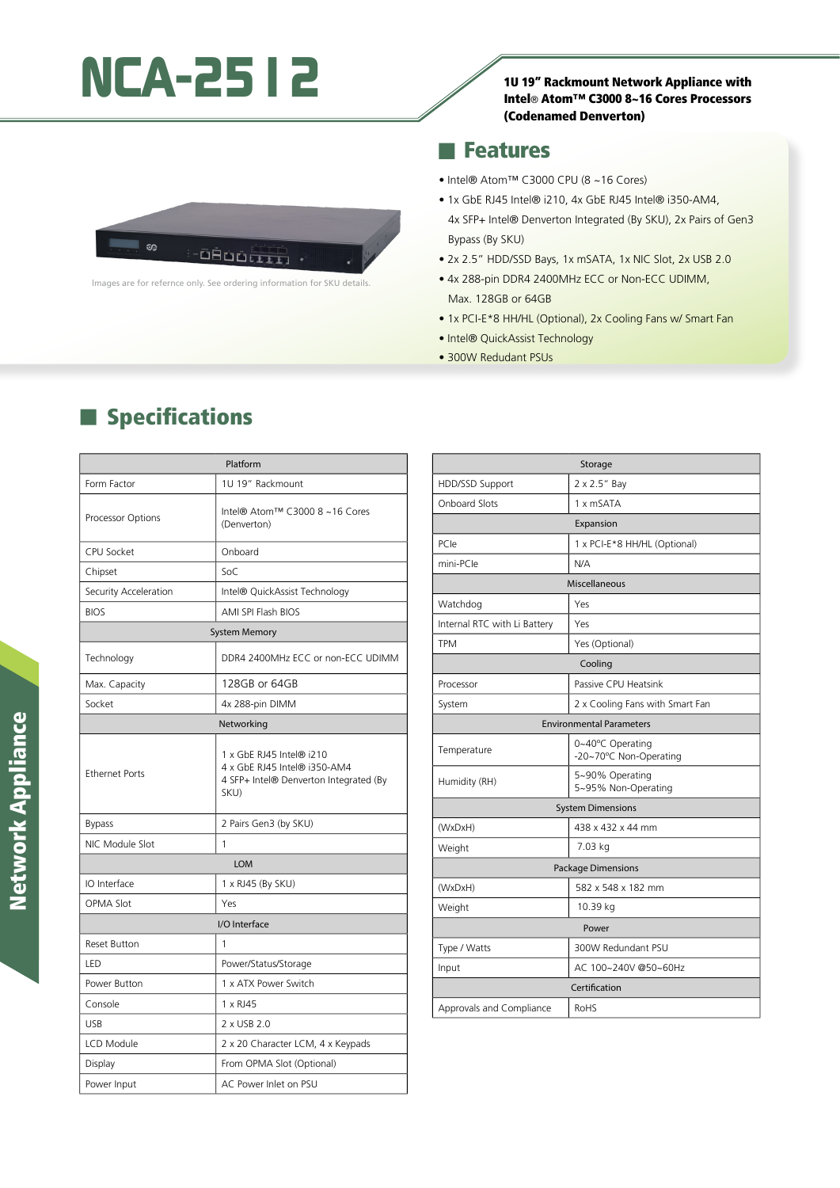# NCA-2512

**1U 19" Rackmount Network Appliance with Intel® Atom™ C3000 8~16 Cores Processors (Codenamed Denverton)**

Images are for refernce only. See ordering information for SKU details.

## Features

- Intel® Atom™ C3000 CPU (8 ~16 Cores)
- 1x GbE RJ45 Intel® i210, 4x GbE RJ45 Intel® i350-AM4, 4x SFP+ Intel® Denverton Integrated (By SKU), 2x Pairs of Gen3 Bypass (By SKU)
- 2x 2.5" HDD/SSD Bays, 1x mSATA, 1x NIC Slot, 2x USB 2.0
- 4x 288-pin DDR4 2400MHz ECC or Non-ECC UDIMM, Max. 128GB or 64GB
- 1x PCI-E*8 HH/HL (Optional), 2x Cooling Fans w/ Smart Fan
- Intel® QuickAssist Technology
- 300W Redudant PSUs

## Specifications

| Platform | |
|---|---|
| Form Factor | 1U 19" Rackmount |
| Processor Options | Intel® Atom™ C3000 8 ~16 Cores (Denverton) |
| CPU Socket | Onboard |
| Chipset | SoC |
| Security Acceleration | Intel® QuickAssist Technology |
| BIOS | AMI SPI Flash BIOS |
| **System Memory** | |
| Technology | DDR4 2400MHz ECC or non-ECC UDIMM |
| Max. Capacity | 128GB or 64GB |
| Socket | 4x 288-pin DIMM |
| **Networking** | |
| Ethernet Ports | 1 x GbE RJ45 Intel® i210<br>4 x GbE RJ45 Intel® i350-AM4<br>4 SFP+ Intel® Denverton Integrated (By SKU) |
| Bypass | 2 Pairs Gen3 (by SKU) |
| NIC Module Slot | 1 |
| **LOM** | |
| IO Interface | 1 x RJ45 (By SKU) |
| OPMA Slot | Yes |
| **I/O Interface** | |
| Reset Button | 1 |
| LED | Power/Status/Storage |
| Power Button | 1 x ATX Power Switch |
| Console | 1 x RJ45 |
| USB | 2 x USB 2.0 |
| LCD Module | 2 x 20 Character LCM, 4 x Keypads |
| Display | From OPMA Slot (Optional) |
| Power Input | AC Power Inlet on PSU |

| Storage | |
|---|---|
| HDD/SSD Support | 2 x 2.5" Bay |
| Onboard Slots | 1 x mSATA |
| **Expansion** | |
| PCIe | 1 x PCI-E*8 HH/HL (Optional) |
| mini-PCIe | N/A |
| **Miscellaneous** | |
| Watchdog | Yes |
| Internal RTC with Li Battery | Yes |
| TPM | Yes (Optional) |
| **Cooling** | |
| Processor | Passive CPU Heatsink |
| System | 2 x Cooling Fans with Smart Fan |
| **Environmental Parameters** | |
| Temperature | 0~40ºC Operating<br>-20~70ºC Non-Operating |
| Humidity (RH) | 5~90% Operating<br>5~95% Non-Operating |
| **System Dimensions** | |
| (WxDxH) | 438 x 432 x 44 mm |
| Weight | 7.03 kg |
| **Package Dimensions** | |
| (WxDxH) | 582 x 548 x 182 mm |
| Weight | 10.39 kg |
| **Power** | |
| Type / Watts | 300W Redundant PSU |
| Input | AC 100~240V @50~60Hz |
| **Certification** | |
| Approvals and Compliance | RoHS |

Network Appliance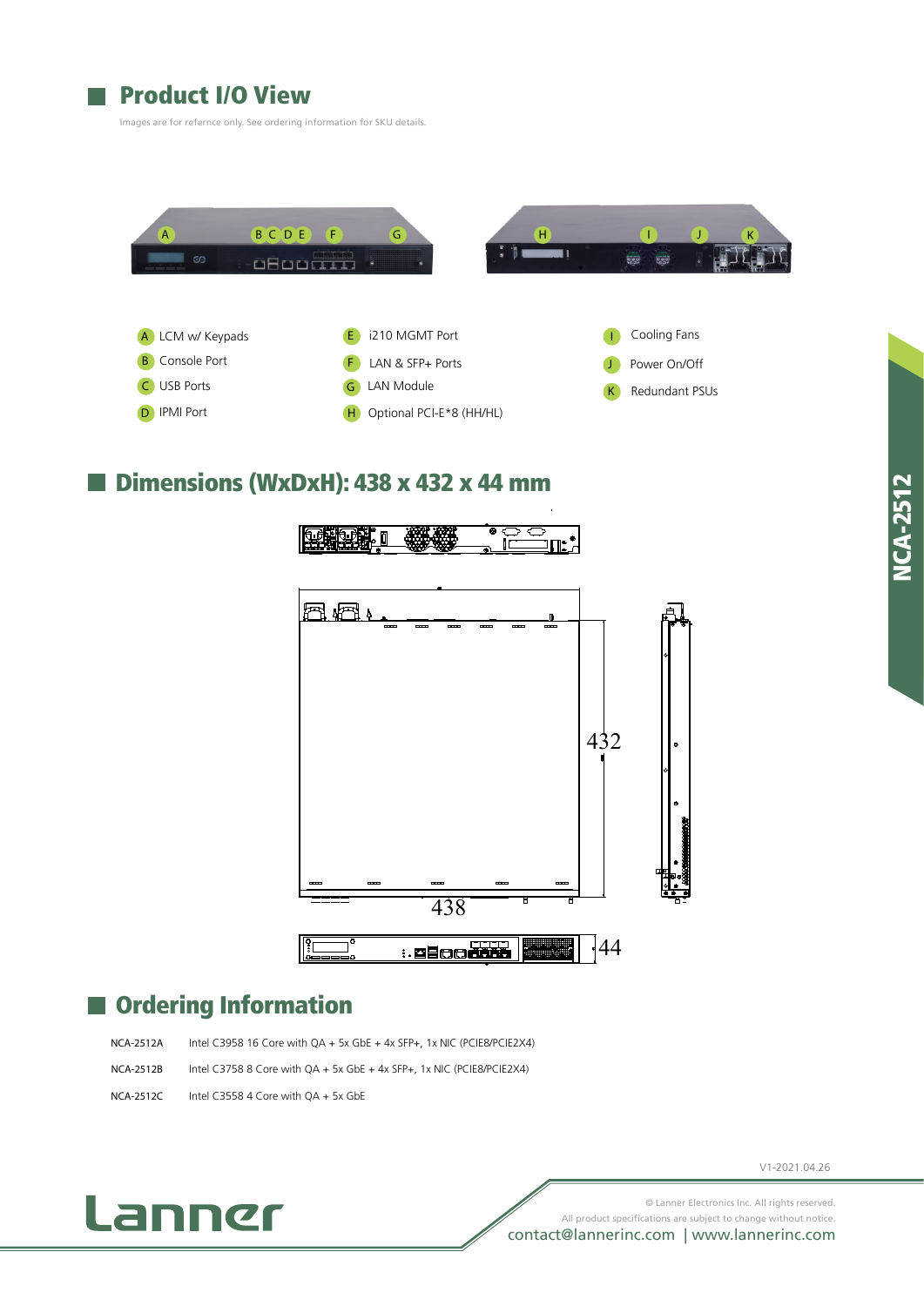## Product I/O View

Images are for refernce only. See ordering information for SKU details.

- A LCM w/ Keypads
- B Console Port
- C USB Ports
- D IPMI Port
- E i210 MGMT Port
- F LAN & SFP+ Ports
- G LAN Module
- H Optional PCI-E*8 (HH/HL)
- I Cooling Fans
- J Power On/Off
- K Redundant PSUs

## Dimensions (WxDxH): 438 x 432 x 44 mm

432

438

44

## Ordering Information

| | |
|---|---|
| NCA-2512A | Intel C3958 16 Core with QA + 5x GbE + 4x SFP+, 1x NIC (PCIE8/PCIE2X4) |
| NCA-2512B | Intel C3758 8 Core with QA + 5x GbE + 4x SFP+, 1x NIC (PCIE8/PCIE2X4) |
| NCA-2512C | Intel C3558 4 Core with QA + 5x GbE |

V1-2021.04.26

© Lanner Electronics Inc. All rights reserved.
All product specifications are subject to change without notice.
contact@lannerinc.com | www.lannerinc.com